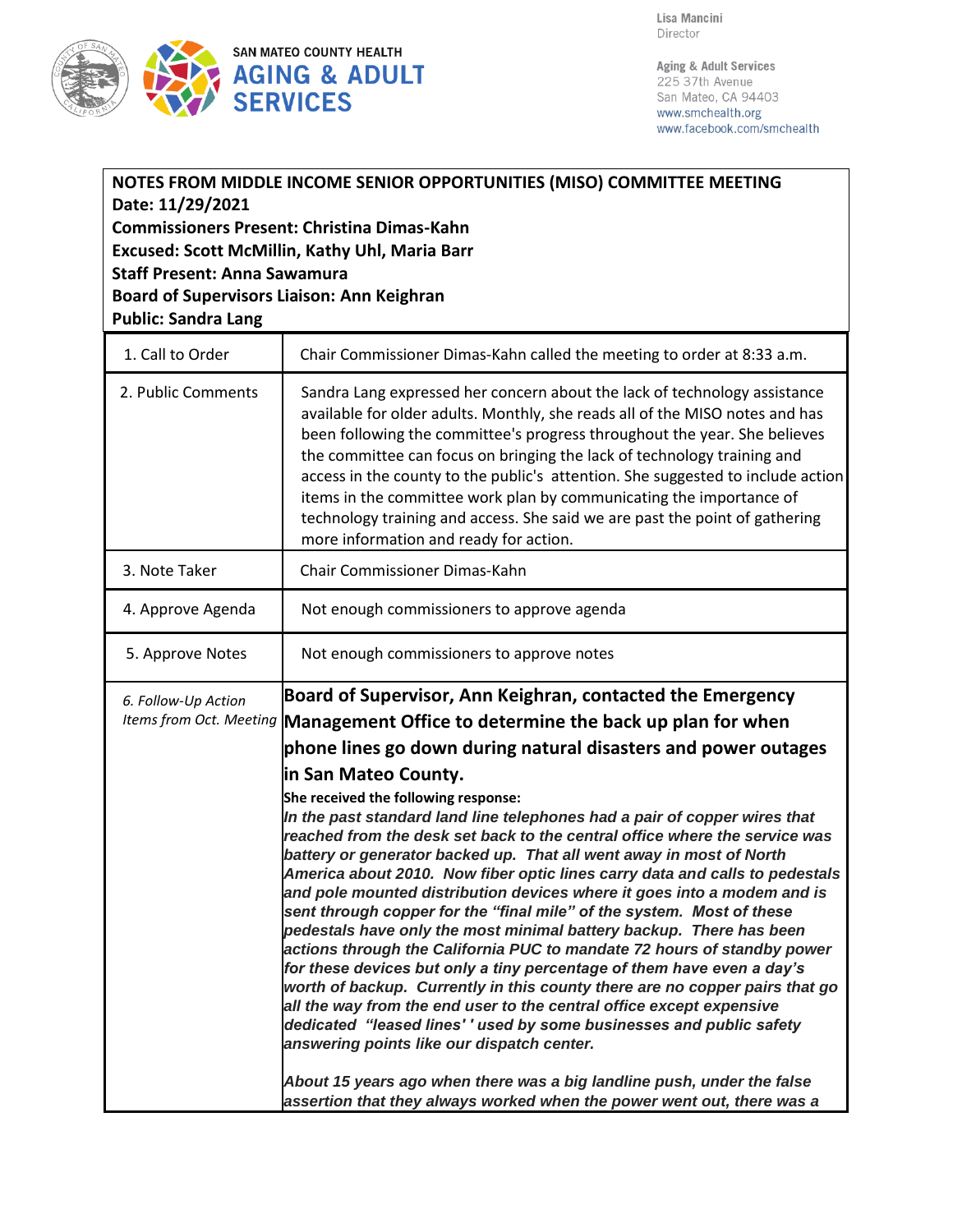SAN MATEO COUNTY HEALTH
**AGING & ADULT SERVICES**

Lisa Mancini
Director

Aging & Adult Services
225 37th Avenue
San Mateo, CA 94403
www.smchealth.org
www.facebook.com/smchealth

**NOTES FROM MIDDLE INCOME SENIOR OPPORTUNITIES (MISO) COMMITTEE MEETING**
**Date: 11/29/2021**
**Commissioners Present: Christina Dimas-Kahn**
**Excused: Scott McMillin, Kathy Uhl, Maria Barr**
**Staff Present: Anna Sawamura**
**Board of Supervisors Liaison: Ann Keighran**
**Public: Sandra Lang**

| | |
|---|---|
| 1. Call to Order | Chair Commissioner Dimas-Kahn called the meeting to order at 8:33 a.m. |
| 2. Public Comments | Sandra Lang expressed her concern about the lack of technology assistance available for older adults. Monthly, she reads all of the MISO notes and has been following the committee's progress throughout the year. She believes the committee can focus on bringing the lack of technology training and access in the county to the public's attention. She suggested to include action items in the committee work plan by communicating the importance of technology training and access. She said we are past the point of gathering more information and ready for action. |
| 3. Note Taker | Chair Commissioner Dimas-Kahn |
| 4. Approve Agenda | Not enough commissioners to approve agenda |
| 5. Approve Notes | Not enough commissioners to approve notes |
| *6. Follow-Up Action Items from Oct. Meeting* | **Board of Supervisor, Ann Keighran, contacted the Emergency Management Office to determine the back up plan for when phone lines go down during natural disasters and power outages in San Mateo County.**<br><br>**She received the following response:**<br>***In the past standard land line telephones had a pair of copper wires that reached from the desk set back to the central office where the service was battery or generator backed up. That all went away in most of North America about 2010. Now fiber optic lines carry data and calls to pedestals and pole mounted distribution devices where it goes into a modem and is sent through copper for the "final mile" of the system. Most of these pedestals have only the most minimal battery backup. There has been actions through the California PUC to mandate 72 hours of standby power for these devices but only a tiny percentage of them have even a day's worth of backup. Currently in this county there are no copper pairs that go all the way from the end user to the central office except expensive dedicated "leased lines'' used by some businesses and public safety answering points like our dispatch center.***<br><br>***About 15 years ago when there was a big landline push, under the false assertion that they always worked when the power went out, there was a*** |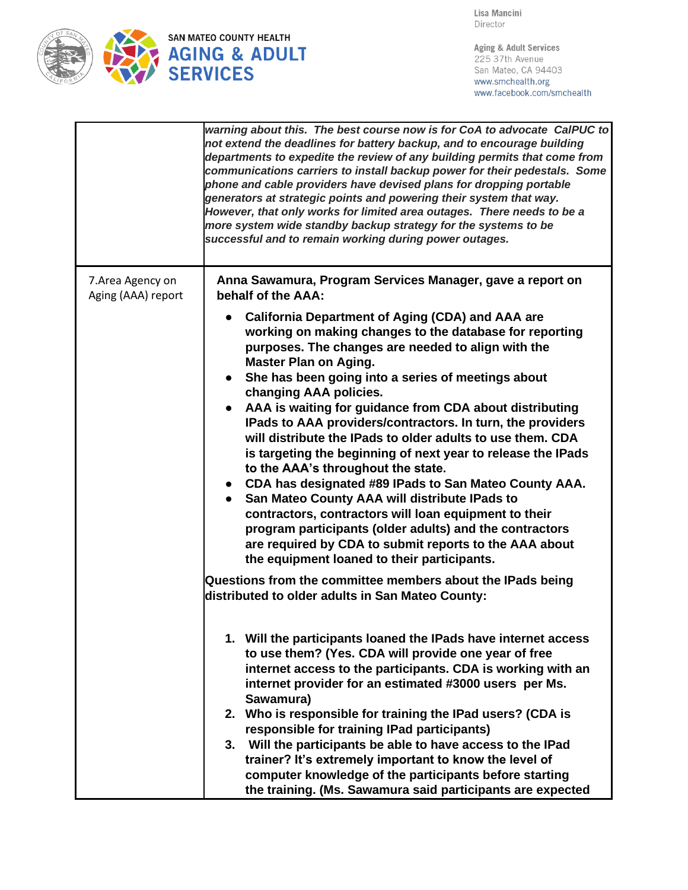| | |
|---|---|
| | *warning about this. The best course now is for CoA to advocate CalPUC to not extend the deadlines for battery backup, and to encourage building departments to expedite the review of any building permits that come from communications carriers to install backup power for their pedestals. Some phone and cable providers have devised plans for dropping portable generators at strategic points and powering their system that way. However, that only works for limited area outages. There needs to be a more system wide standby backup strategy for the systems to be successful and to remain working during power outages.* |
| 7.Area Agency on Aging (AAA) report | **Anna Sawamura, Program Services Manager, gave a report on behalf of the AAA:**<br><br>• **California Department of Aging (CDA) and AAA are working on making changes to the database for reporting purposes. The changes are needed to align with the Master Plan on Aging.**<br>• **She has been going into a series of meetings about changing AAA policies.**<br>• **AAA is waiting for guidance from CDA about distributing IPads to AAA providers/contractors. In turn, the providers will distribute the IPads to older adults to use them. CDA is targeting the beginning of next year to release the IPads to the AAA's throughout the state.**<br>• **CDA has designated #89 IPads to San Mateo County AAA.**<br>• **San Mateo County AAA will distribute IPads to contractors, contractors will loan equipment to their program participants (older adults) and the contractors are required by CDA to submit reports to the AAA about the equipment loaned to their participants.**<br><br>**Questions from the committee members about the IPads being distributed to older adults in San Mateo County:**<br><br>1. **Will the participants loaned the IPads have internet access to use them? (Yes. CDA will provide one year of free internet access to the participants. CDA is working with an internet provider for an estimated #3000 users per Ms. Sawamura)**<br>2. **Who is responsible for training the IPad users? (CDA is responsible for training IPad participants)**<br>3. **Will the participants be able to have access to the IPad trainer? It's extremely important to know the level of computer knowledge of the participants before starting the training. (Ms. Sawamura said participants are expected** |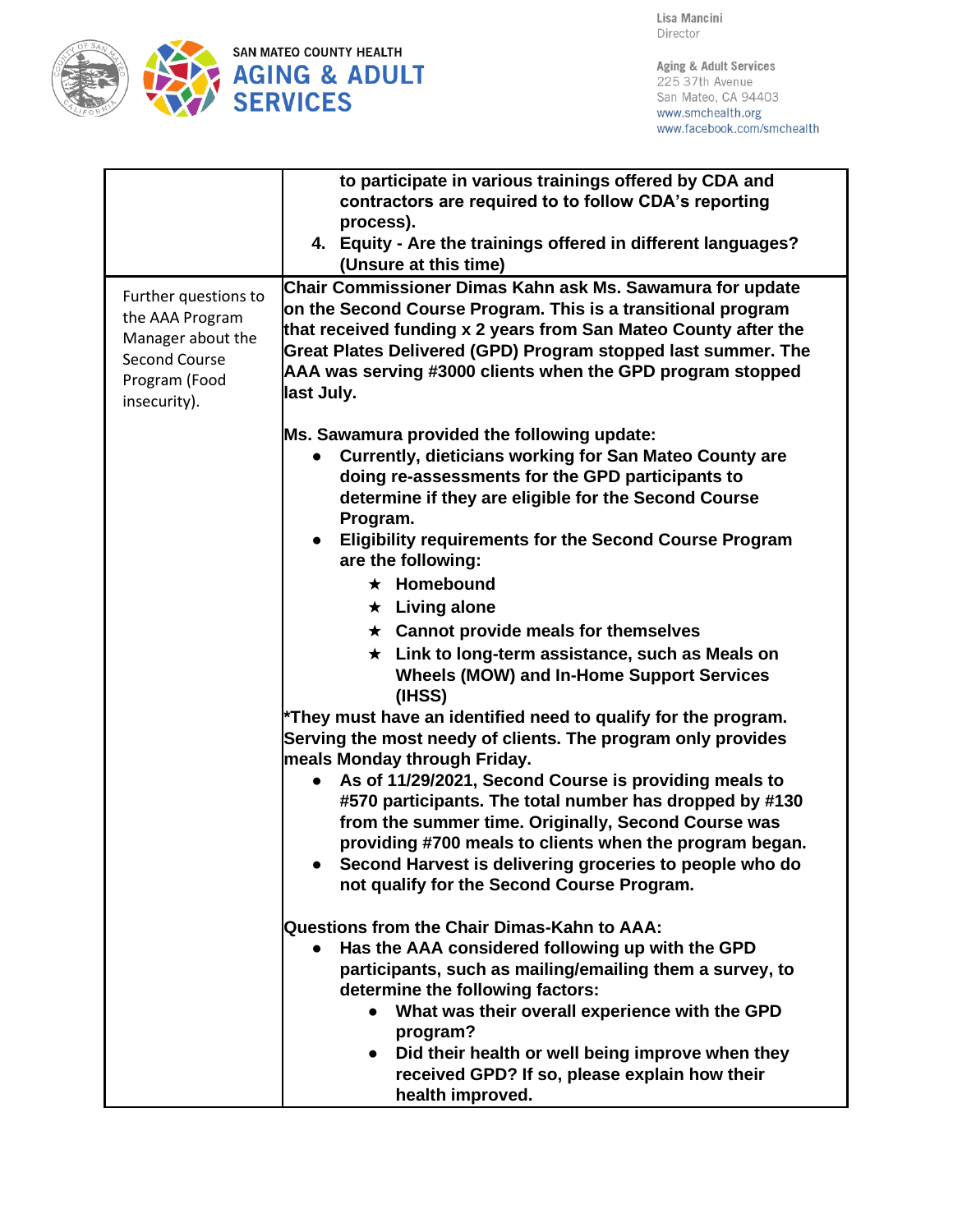| | |
|---|---|
| | to participate in various trainings offered by CDA and contractors are required to to follow CDA's reporting process).<br>4. Equity - Are the trainings offered in different languages? (Unsure at this time) |
| Further questions to the AAA Program Manager about the Second Course Program (Food insecurity). | **Chair Commissioner Dimas Kahn ask Ms. Sawamura for update on the Second Course Program. This is a transitional program that received funding x 2 years from San Mateo County after the Great Plates Delivered (GPD) Program stopped last summer. The AAA was serving #3000 clients when the GPD program stopped last July.**<br><br>**Ms. Sawamura provided the following update:**<br>● **Currently, dieticians working for San Mateo County are doing re-assessments for the GPD participants to determine if they are eligible for the Second Course Program.**<br>● **Eligibility requirements for the Second Course Program are the following:**<br>★ **Homebound**<br>★ **Living alone**<br>★ **Cannot provide meals for themselves**<br>★ **Link to long-term assistance, such as Meals on Wheels (MOW) and In-Home Support Services (IHSS)**<br>**\*They must have an identified need to qualify for the program. Serving the most needy of clients. The program only provides meals Monday through Friday.**<br>● **As of 11/29/2021, Second Course is providing meals to #570 participants. The total number has dropped by #130 from the summer time. Originally, Second Course was providing #700 meals to clients when the program began.**<br>● **Second Harvest is delivering groceries to people who do not qualify for the Second Course Program.**<br><br>**Questions from the Chair Dimas-Kahn to AAA:**<br>● **Has the AAA considered following up with the GPD participants, such as mailing/emailing them a survey, to determine the following factors:**<br>● **What was their overall experience with the GPD program?**<br>● **Did their health or well being improve when they received GPD? If so, please explain how their health improved.** |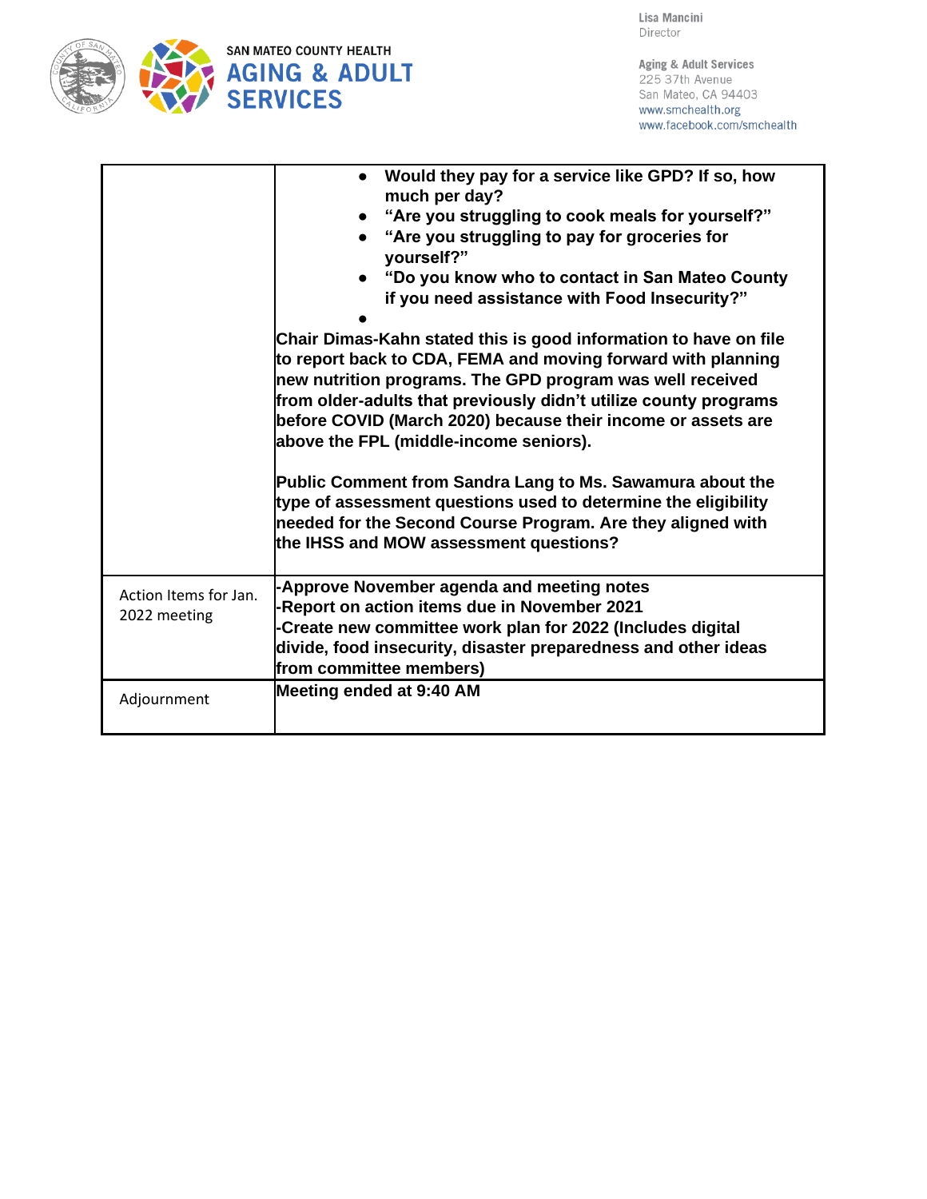| | |
|---|---|
| | • **Would they pay for a service like GPD? If so, how much per day?**<br>• **"Are you struggling to cook meals for yourself?"**<br>• **"Are you struggling to pay for groceries for yourself?"**<br>• **"Do you know who to contact in San Mateo County if you need assistance with Food Insecurity?"**<br>•<br>**Chair Dimas-Kahn stated this is good information to have on file to report back to CDA, FEMA and moving forward with planning new nutrition programs. The GPD program was well received from older-adults that previously didn't utilize county programs before COVID (March 2020) because their income or assets are above the FPL (middle-income seniors).**<br><br>**Public Comment from Sandra Lang to Ms. Sawamura about the type of assessment questions used to determine the eligibility needed for the Second Course Program. Are they aligned with the IHSS and MOW assessment questions?** |
| Action Items for Jan. 2022 meeting | **-Approve November agenda and meeting notes**<br>**-Report on action items due in November 2021**<br>**-Create new committee work plan for 2022 (Includes digital divide, food insecurity, disaster preparedness and other ideas from committee members)** |
| Adjournment | **Meeting ended at 9:40 AM** |